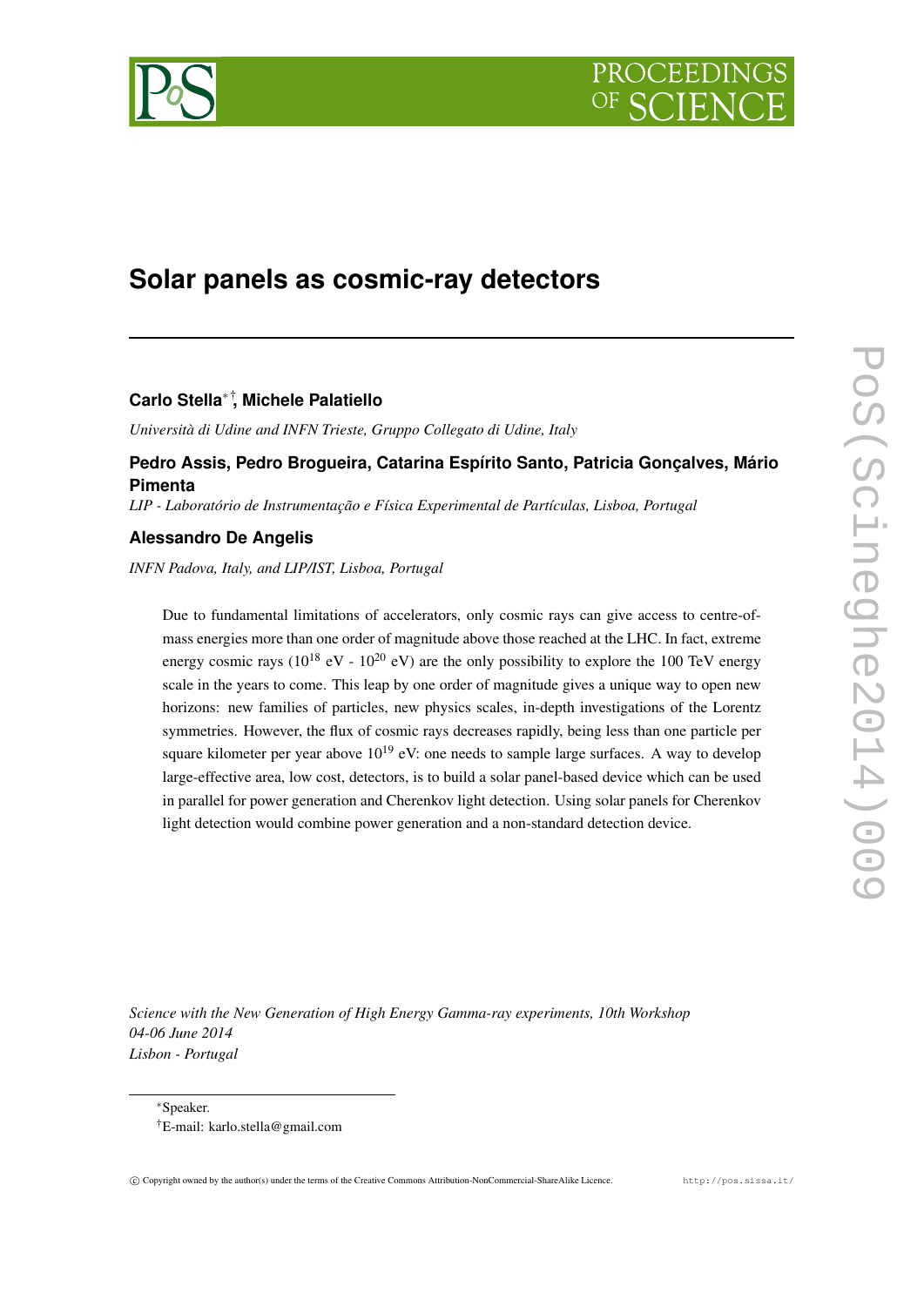# Solar panels as cosmic-ray detectors

**Carlo Stella[\*,†], Michele Palatiello**

*Università di Udine and INFN Trieste, Gruppo Collegato di Udine, Italy*

**Pedro Assis, Pedro Brogueira, Catarina Espírito Santo, Patricia Gonçalves, Mário Pimenta**

*LIP - Laboratório de Instrumentação e Física Experimental de Partículas, Lisboa, Portugal*

**Alessandro De Angelis**

*INFN Padova, Italy, and LIP/IST, Lisboa, Portugal*

Due to fundamental limitations of accelerators, only cosmic rays can give access to centre-of-mass energies more than one order of magnitude above those reached at the LHC. In fact, extreme energy cosmic rays ($10^{18}$ eV - $10^{20}$ eV) are the only possibility to explore the 100 TeV energy scale in the years to come. This leap by one order of magnitude gives a unique way to open new horizons: new families of particles, new physics scales, in-depth investigations of the Lorentz symmetries. However, the flux of cosmic rays decreases rapidly, being less than one particle per square kilometer per year above $10^{19}$ eV: one needs to sample large surfaces. A way to develop large-effective area, low cost, detectors, is to build a solar panel-based device which can be used in parallel for power generation and Cherenkov light detection. Using solar panels for Cherenkov light detection would combine power generation and a non-standard detection device.

*Science with the New Generation of High Energy Gamma-ray experiments, 10th Workshop*
*04-06 June 2014*
*Lisbon - Portugal*

[\*]Speaker.

[†]E-mail: karlo.stella@gmail.com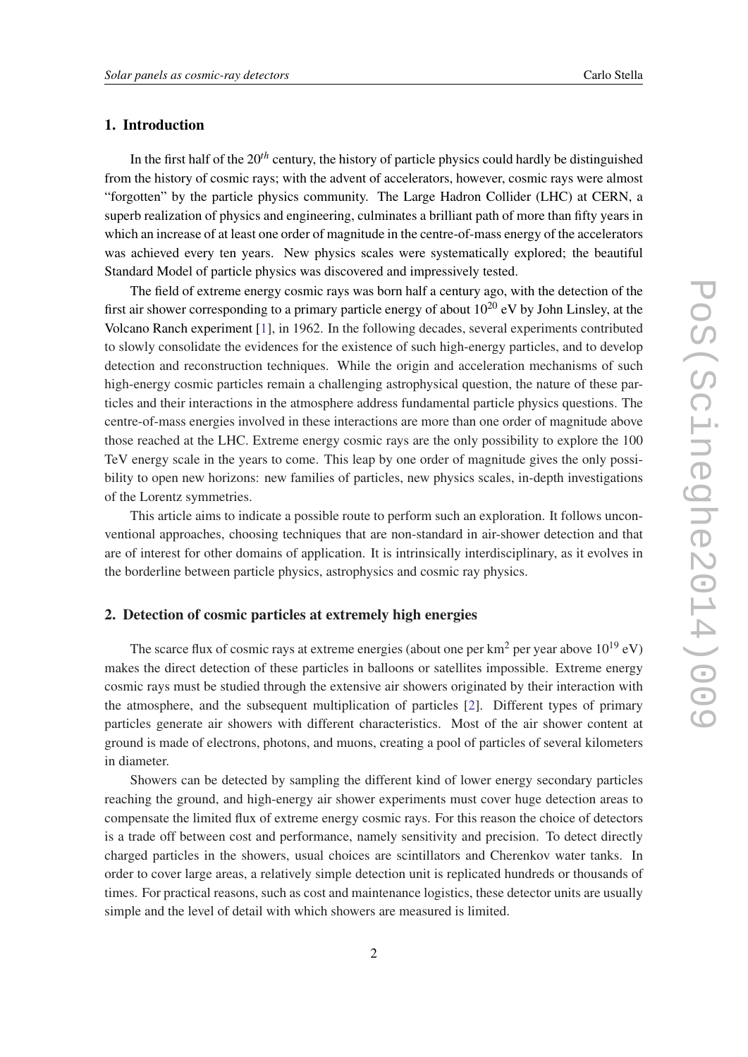## 1. Introduction

In the first half of the $20^{th}$ century, the history of particle physics could hardly be distinguished from the history of cosmic rays; with the advent of accelerators, however, cosmic rays were almost "forgotten" by the particle physics community. The Large Hadron Collider (LHC) at CERN, a superb realization of physics and engineering, culminates a brilliant path of more than fifty years in which an increase of at least one order of magnitude in the centre-of-mass energy of the accelerators was achieved every ten years. New physics scales were systematically explored; the beautiful Standard Model of particle physics was discovered and impressively tested.

The field of extreme energy cosmic rays was born half a century ago, with the detection of the first air shower corresponding to a primary particle energy of about $10^{20}$ eV by John Linsley, at the Volcano Ranch experiment [1], in 1962. In the following decades, several experiments contributed to slowly consolidate the evidences for the existence of such high-energy particles, and to develop detection and reconstruction techniques. While the origin and acceleration mechanisms of such high-energy cosmic particles remain a challenging astrophysical question, the nature of these particles and their interactions in the atmosphere address fundamental particle physics questions. The centre-of-mass energies involved in these interactions are more than one order of magnitude above those reached at the LHC. Extreme energy cosmic rays are the only possibility to explore the 100 TeV energy scale in the years to come. This leap by one order of magnitude gives the only possibility to open new horizons: new families of particles, new physics scales, in-depth investigations of the Lorentz symmetries.

This article aims to indicate a possible route to perform such an exploration. It follows unconventional approaches, choosing techniques that are non-standard in air-shower detection and that are of interest for other domains of application. It is intrinsically interdisciplinary, as it evolves in the borderline between particle physics, astrophysics and cosmic ray physics.

## 2. Detection of cosmic particles at extremely high energies

The scarce flux of cosmic rays at extreme energies (about one per $km^2$ per year above $10^{19}$ eV) makes the direct detection of these particles in balloons or satellites impossible. Extreme energy cosmic rays must be studied through the extensive air showers originated by their interaction with the atmosphere, and the subsequent multiplication of particles [2]. Different types of primary particles generate air showers with different characteristics. Most of the air shower content at ground is made of electrons, photons, and muons, creating a pool of particles of several kilometers in diameter.

Showers can be detected by sampling the different kind of lower energy secondary particles reaching the ground, and high-energy air shower experiments must cover huge detection areas to compensate the limited flux of extreme energy cosmic rays. For this reason the choice of detectors is a trade off between cost and performance, namely sensitivity and precision. To detect directly charged particles in the showers, usual choices are scintillators and Cherenkov water tanks. In order to cover large areas, a relatively simple detection unit is replicated hundreds or thousands of times. For practical reasons, such as cost and maintenance logistics, these detector units are usually simple and the level of detail with which showers are measured is limited.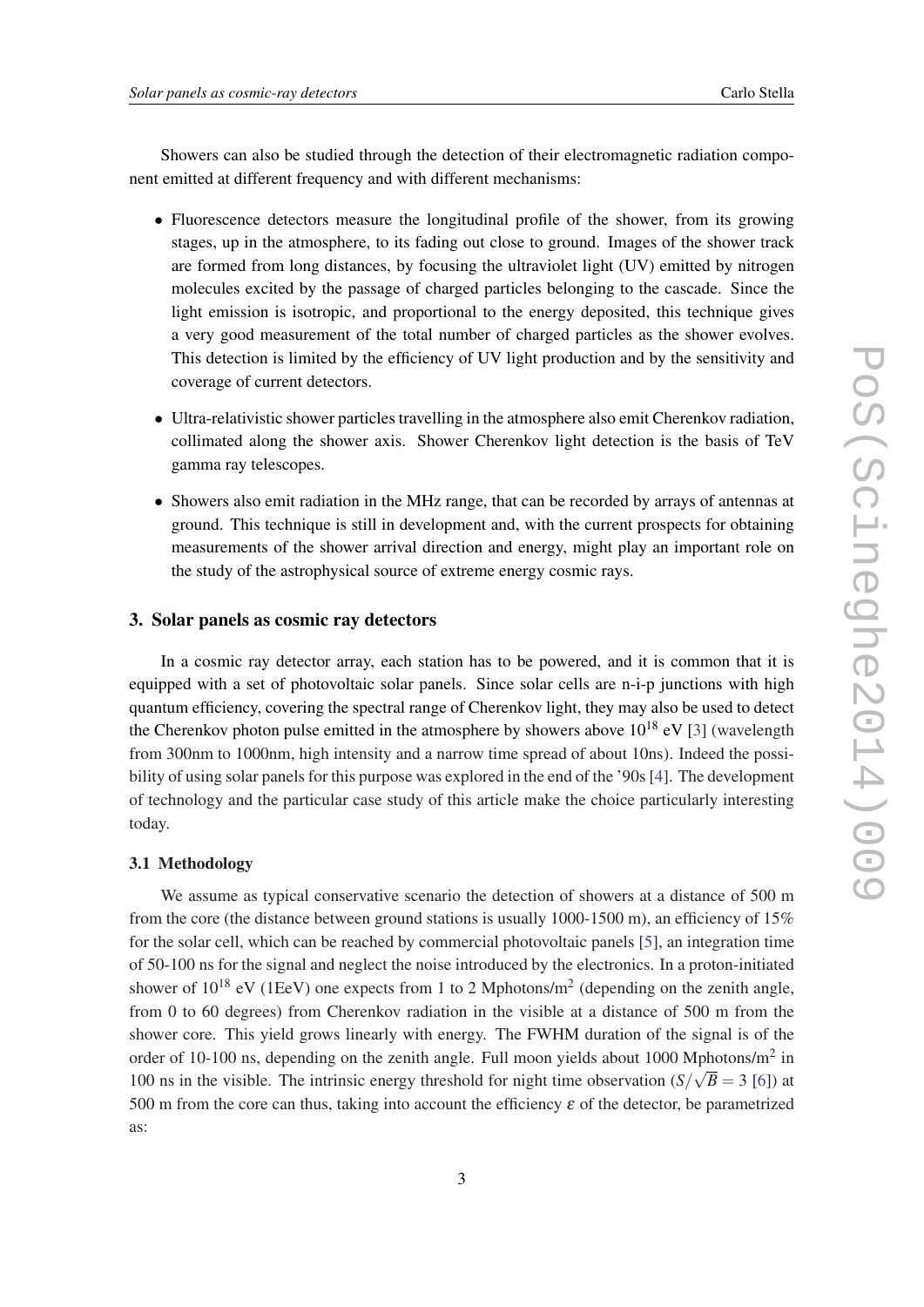Showers can also be studied through the detection of their electromagnetic radiation component emitted at different frequency and with different mechanisms:

- Fluorescence detectors measure the longitudinal profile of the shower, from its growing stages, up in the atmosphere, to its fading out close to ground. Images of the shower track are formed from long distances, by focusing the ultraviolet light (UV) emitted by nitrogen molecules excited by the passage of charged particles belonging to the cascade. Since the light emission is isotropic, and proportional to the energy deposited, this technique gives a very good measurement of the total number of charged particles as the shower evolves. This detection is limited by the efficiency of UV light production and by the sensitivity and coverage of current detectors.
- Ultra-relativistic shower particles travelling in the atmosphere also emit Cherenkov radiation, collimated along the shower axis. Shower Cherenkov light detection is the basis of TeV gamma ray telescopes.
- Showers also emit radiation in the MHz range, that can be recorded by arrays of antennas at ground. This technique is still in development and, with the current prospects for obtaining measurements of the shower arrival direction and energy, might play an important role on the study of the astrophysical source of extreme energy cosmic rays.

## 3. Solar panels as cosmic ray detectors

In a cosmic ray detector array, each station has to be powered, and it is common that it is equipped with a set of photovoltaic solar panels. Since solar cells are n-i-p junctions with high quantum efficiency, covering the spectral range of Cherenkov light, they may also be used to detect the Cherenkov photon pulse emitted in the atmosphere by showers above $10^{18}$ eV [3] (wavelength from 300nm to 1000nm, high intensity and a narrow time spread of about 10ns). Indeed the possibility of using solar panels for this purpose was explored in the end of the '90s [4]. The development of technology and the particular case study of this article make the choice particularly interesting today.

### 3.1 Methodology

We assume as typical conservative scenario the detection of showers at a distance of 500 m from the core (the distance between ground stations is usually 1000-1500 m), an efficiency of 15% for the solar cell, which can be reached by commercial photovoltaic panels [5], an integration time of 50-100 ns for the signal and neglect the noise introduced by the electronics. In a proton-initiated shower of $10^{18}$ eV (1EeV) one expects from 1 to 2 Mphotons/m$^2$ (depending on the zenith angle, from 0 to 60 degrees) from Cherenkov radiation in the visible at a distance of 500 m from the shower core. This yield grows linearly with energy. The FWHM duration of the signal is of the order of 10-100 ns, depending on the zenith angle. Full moon yields about 1000 Mphotons/m$^2$ in 100 ns in the visible. The intrinsic energy threshold for night time observation ($S/\sqrt{B} = 3$ [6]) at 500 m from the core can thus, taking into account the efficiency $\varepsilon$ of the detector, be parametrized as: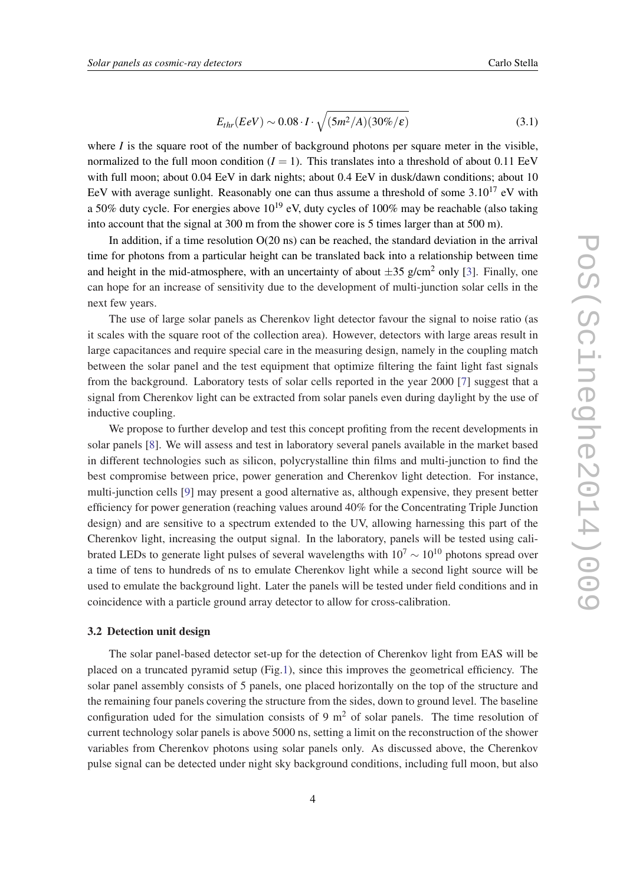$$E_{thr}(EeV) \sim 0.08 \cdot I \cdot \sqrt{(5m^2/A)(30\%/\varepsilon)} \tag{3.1}$$

where $I$ is the square root of the number of background photons per square meter in the visible, normalized to the full moon condition ($I = 1$). This translates into a threshold of about 0.11 EeV with full moon; about 0.04 EeV in dark nights; about 0.4 EeV in dusk/dawn conditions; about 10 EeV with average sunlight. Reasonably one can thus assume a threshold of some $3.10^{17}$ eV with a 50% duty cycle. For energies above $10^{19}$ eV, duty cycles of 100% may be reachable (also taking into account that the signal at 300 m from the shower core is 5 times larger than at 500 m).

In addition, if a time resolution O(20 ns) can be reached, the standard deviation in the arrival time for photons from a particular height can be translated back into a relationship between time and height in the mid-atmosphere, with an uncertainty of about $\pm 35$ g/cm$^2$ only [3]. Finally, one can hope for an increase of sensitivity due to the development of multi-junction solar cells in the next few years.

The use of large solar panels as Cherenkov light detector favour the signal to noise ratio (as it scales with the square root of the collection area). However, detectors with large areas result in large capacitances and require special care in the measuring design, namely in the coupling match between the solar panel and the test equipment that optimize filtering the faint light fast signals from the background. Laboratory tests of solar cells reported in the year 2000 [7] suggest that a signal from Cherenkov light can be extracted from solar panels even during daylight by the use of inductive coupling.

We propose to further develop and test this concept profiting from the recent developments in solar panels [8]. We will assess and test in laboratory several panels available in the market based in different technologies such as silicon, polycrystalline thin films and multi-junction to find the best compromise between price, power generation and Cherenkov light detection. For instance, multi-junction cells [9] may present a good alternative as, although expensive, they present better efficiency for power generation (reaching values around 40% for the Concentrating Triple Junction design) and are sensitive to a spectrum extended to the UV, allowing harnessing this part of the Cherenkov light, increasing the output signal. In the laboratory, panels will be tested using calibrated LEDs to generate light pulses of several wavelengths with $10^7 \sim 10^{10}$ photons spread over a time of tens to hundreds of ns to emulate Cherenkov light while a second light source will be used to emulate the background light. Later the panels will be tested under field conditions and in coincidence with a particle ground array detector to allow for cross-calibration.

### 3.2 Detection unit design

The solar panel-based detector set-up for the detection of Cherenkov light from EAS will be placed on a truncated pyramid setup (Fig.1), since this improves the geometrical efficiency. The solar panel assembly consists of 5 panels, one placed horizontally on the top of the structure and the remaining four panels covering the structure from the sides, down to ground level. The baseline configuration uded for the simulation consists of 9 m$^2$ of solar panels. The time resolution of current technology solar panels is above 5000 ns, setting a limit on the reconstruction of the shower variables from Cherenkov photons using solar panels only. As discussed above, the Cherenkov pulse signal can be detected under night sky background conditions, including full moon, but also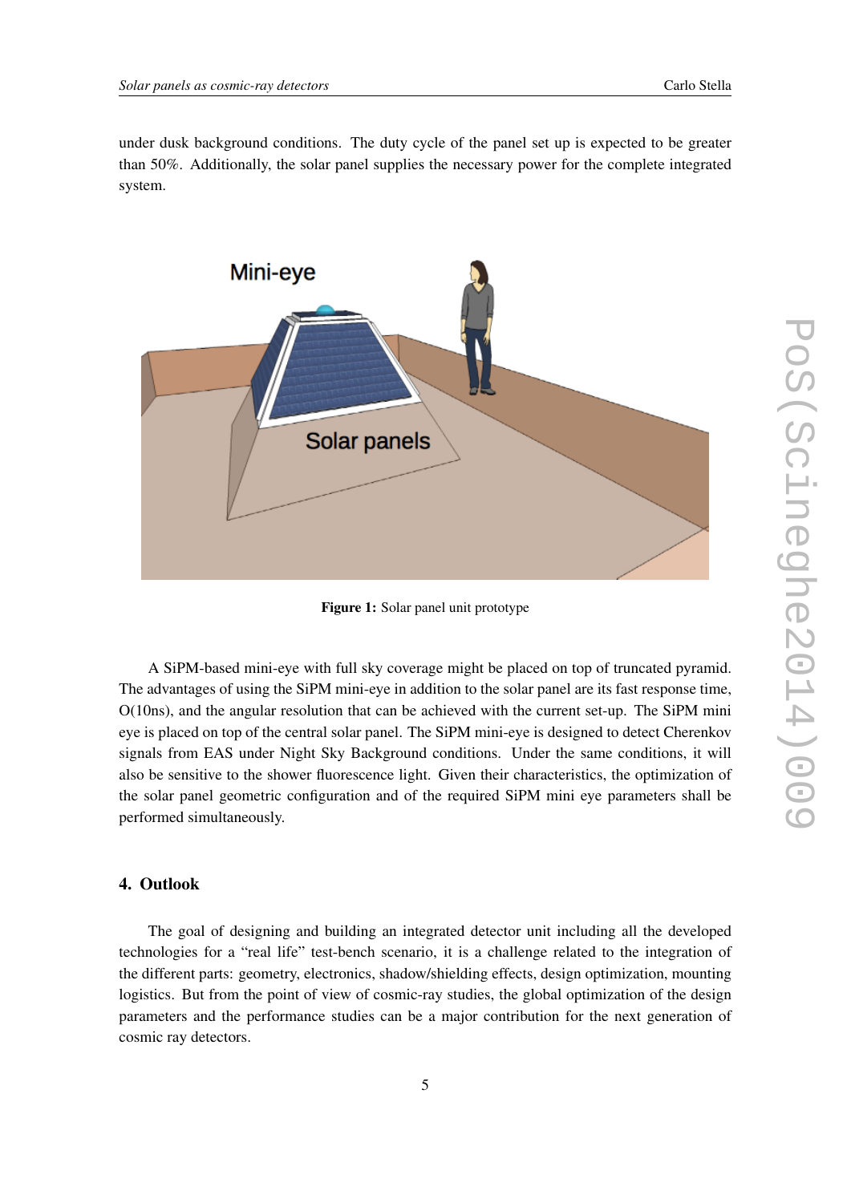under dusk background conditions. The duty cycle of the panel set up is expected to be greater than 50%. Additionally, the solar panel supplies the necessary power for the complete integrated system.

**Figure 1:** Solar panel unit prototype

A SiPM-based mini-eye with full sky coverage might be placed on top of truncated pyramid. The advantages of using the SiPM mini-eye in addition to the solar panel are its fast response time, O(10ns), and the angular resolution that can be achieved with the current set-up. The SiPM mini eye is placed on top of the central solar panel. The SiPM mini-eye is designed to detect Cherenkov signals from EAS under Night Sky Background conditions. Under the same conditions, it will also be sensitive to the shower fluorescence light. Given their characteristics, the optimization of the solar panel geometric configuration and of the required SiPM mini eye parameters shall be performed simultaneously.

## 4. Outlook

The goal of designing and building an integrated detector unit including all the developed technologies for a "real life" test-bench scenario, it is a challenge related to the integration of the different parts: geometry, electronics, shadow/shielding effects, design optimization, mounting logistics. But from the point of view of cosmic-ray studies, the global optimization of the design parameters and the performance studies can be a major contribution for the next generation of cosmic ray detectors.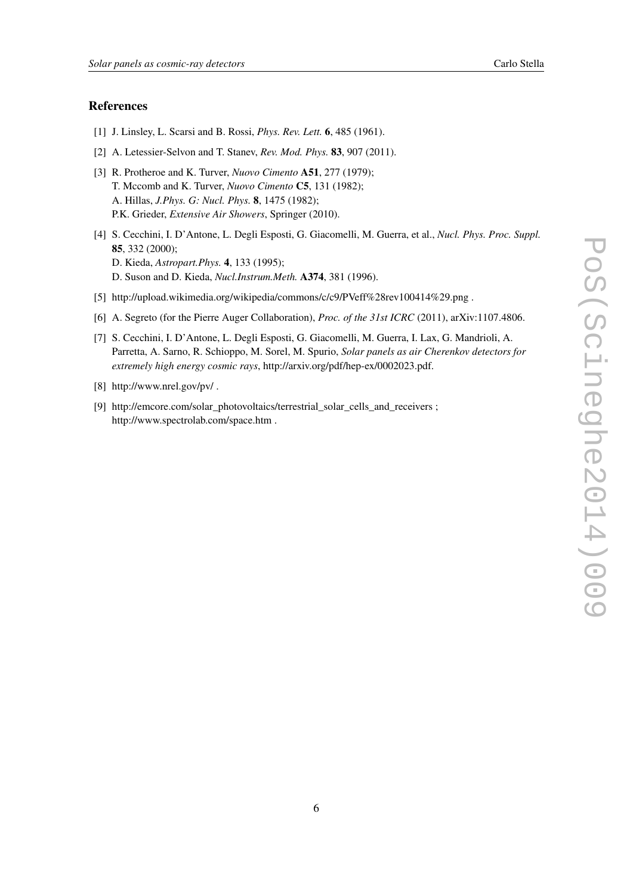## References

[1] J. Linsley, L. Scarsi and B. Rossi, *Phys. Rev. Lett.* **6**, 485 (1961).

[2] A. Letessier-Selvon and T. Stanev, *Rev. Mod. Phys.* **83**, 907 (2011).

[3] R. Protheroe and K. Turver, *Nuovo Cimento* **A51**, 277 (1979);
T. Mccomb and K. Turver, *Nuovo Cimento* **C5**, 131 (1982);
A. Hillas, *J.Phys. G: Nucl. Phys.* **8**, 1475 (1982);
P.K. Grieder, *Extensive Air Showers*, Springer (2010).

[4] S. Cecchini, I. D'Antone, L. Degli Esposti, G. Giacomelli, M. Guerra, et al., *Nucl. Phys. Proc. Suppl.* **85**, 332 (2000);
D. Kieda, *Astropart.Phys.* **4**, 133 (1995);
D. Suson and D. Kieda, *Nucl.Instrum.Meth.* **A374**, 381 (1996).

[5] http://upload.wikimedia.org/wikipedia/commons/c/c9/PVeff%28rev100414%29.png .

[6] A. Segreto (for the Pierre Auger Collaboration), *Proc. of the 31st ICRC* (2011), arXiv:1107.4806.

[7] S. Cecchini, I. D'Antone, L. Degli Esposti, G. Giacomelli, M. Guerra, I. Lax, G. Mandrioli, A. Parretta, A. Sarno, R. Schioppo, M. Sorel, M. Spurio, *Solar panels as air Cherenkov detectors for extremely high energy cosmic rays*, http://arxiv.org/pdf/hep-ex/0002023.pdf.

[8] http://www.nrel.gov/pv/ .

[9] http://emcore.com/solar_photovoltaics/terrestrial_solar_cells_and_receivers ;
http://www.spectrolab.com/space.htm .